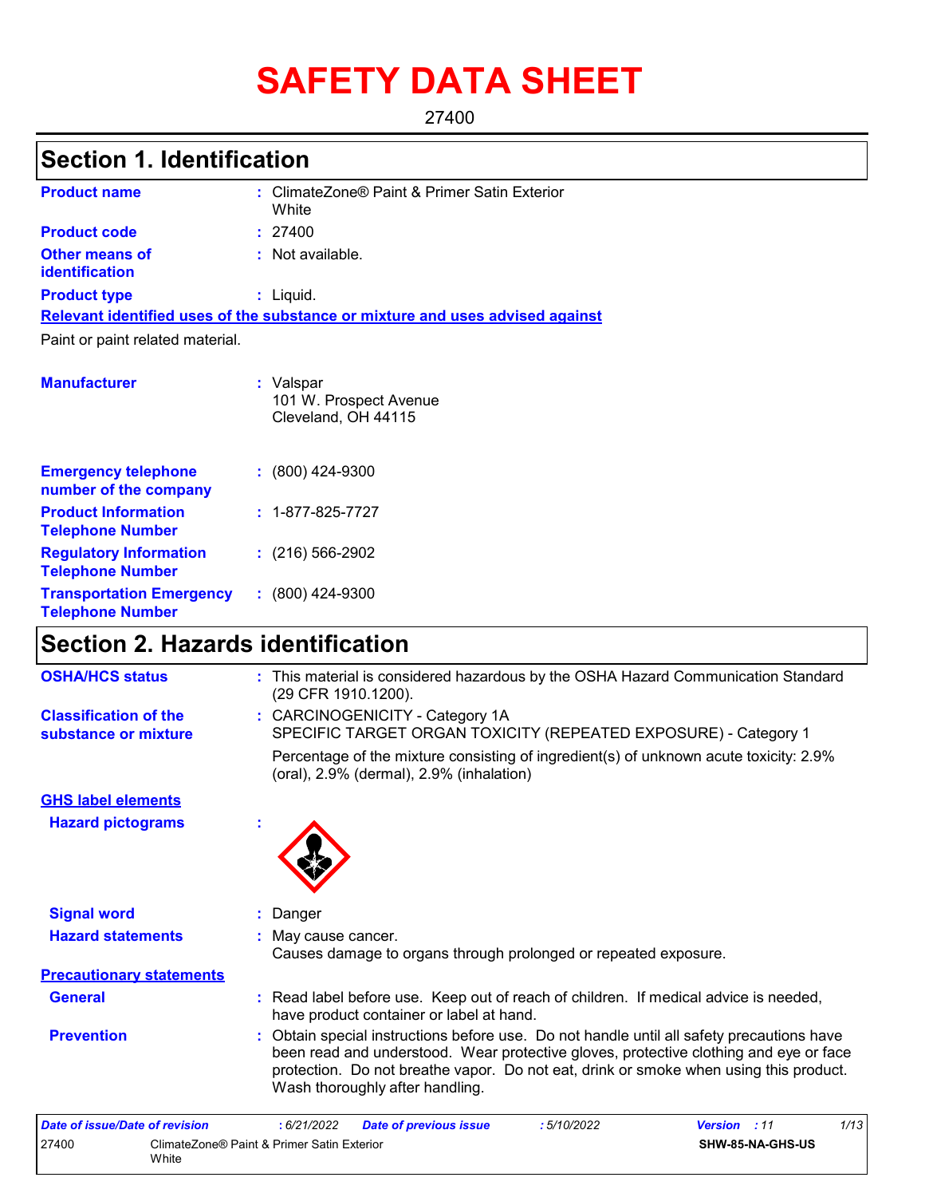# SAFETY DATA SHEET

27400

## Section 1. Identification

**Product name** : ClimateZone® Paint & Primer Satin Exterior White

**Product code** : 27400

**Other means of identification** : Not available.

**Product type** : Liquid.

**Relevant identified uses of the substance or mixture and uses advised against**

Paint or paint related material.

**Manufacturer** : Valspar
101 W. Prospect Avenue
Cleveland, OH 44115

**Emergency telephone number of the company** : (800) 424-9300

**Product Information Telephone Number** : 1-877-825-7727

**Regulatory Information Telephone Number** : (216) 566-2902

**Transportation Emergency Telephone Number** : (800) 424-9300

## Section 2. Hazards identification

**OSHA/HCS status** : This material is considered hazardous by the OSHA Hazard Communication Standard (29 CFR 1910.1200).

**Classification of the substance or mixture** : CARCINOGENICITY - Category 1A
SPECIFIC TARGET ORGAN TOXICITY (REPEATED EXPOSURE) - Category 1

Percentage of the mixture consisting of ingredient(s) of unknown acute toxicity: 2.9% (oral), 2.9% (dermal), 2.9% (inhalation)

**GHS label elements**

**Hazard pictograms** :

**Signal word** : Danger

**Hazard statements** : May cause cancer.
Causes damage to organs through prolonged or repeated exposure.

**Precautionary statements**

**General** : Read label before use. Keep out of reach of children. If medical advice is needed, have product container or label at hand.

**Prevention** : Obtain special instructions before use. Do not handle until all safety precautions have been read and understood. Wear protective gloves, protective clothing and eye or face protection. Do not breathe vapor. Do not eat, drink or smoke when using this product. Wash thoroughly after handling.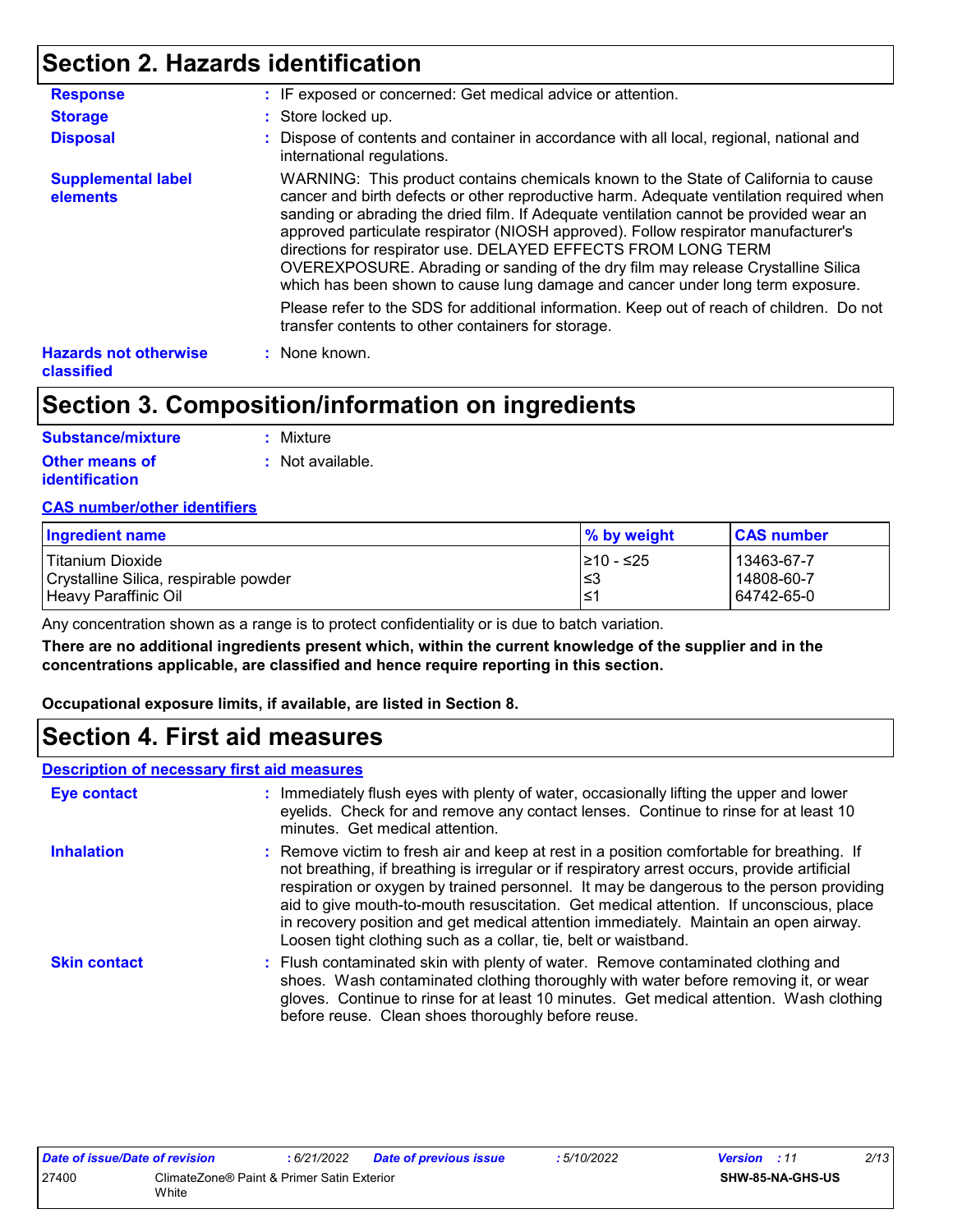## Section 2. Hazards identification

**Response** : IF exposed or concerned: Get medical advice or attention.

**Storage** : Store locked up.

**Disposal** : Dispose of contents and container in accordance with all local, regional, national and international regulations.

**Supplemental label elements**

WARNING: This product contains chemicals known to the State of California to cause cancer and birth defects or other reproductive harm. Adequate ventilation required when sanding or abrading the dried film. If Adequate ventilation cannot be provided wear an approved particulate respirator (NIOSH approved). Follow respirator manufacturer's directions for respirator use. DELAYED EFFECTS FROM LONG TERM OVEREXPOSURE. Abrading or sanding of the dry film may release Crystalline Silica which has been shown to cause lung damage and cancer under long term exposure.

Please refer to the SDS for additional information. Keep out of reach of children. Do not transfer contents to other containers for storage.

**Hazards not otherwise classified** : None known.

## Section 3. Composition/information on ingredients

**Substance/mixture** : Mixture

**Other means of identification** : Not available.

**CAS number/other identifiers**

| Ingredient name | % by weight | CAS number |
|---|---|---|
| Titanium Dioxide | ≥10 - ≤25 | 13463-67-7 |
| Crystalline Silica, respirable powder | ≤3 | 14808-60-7 |
| Heavy Paraffinic Oil | ≤1 | 64742-65-0 |

Any concentration shown as a range is to protect confidentiality or is due to batch variation.

**There are no additional ingredients present which, within the current knowledge of the supplier and in the concentrations applicable, are classified and hence require reporting in this section.**

**Occupational exposure limits, if available, are listed in Section 8.**

## Section 4. First aid measures

**Description of necessary first aid measures**

**Eye contact** : Immediately flush eyes with plenty of water, occasionally lifting the upper and lower eyelids. Check for and remove any contact lenses. Continue to rinse for at least 10 minutes. Get medical attention.

**Inhalation** : Remove victim to fresh air and keep at rest in a position comfortable for breathing. If not breathing, if breathing is irregular or if respiratory arrest occurs, provide artificial respiration or oxygen by trained personnel. It may be dangerous to the person providing aid to give mouth-to-mouth resuscitation. Get medical attention. If unconscious, place in recovery position and get medical attention immediately. Maintain an open airway. Loosen tight clothing such as a collar, tie, belt or waistband.

**Skin contact** : Flush contaminated skin with plenty of water. Remove contaminated clothing and shoes. Wash contaminated clothing thoroughly with water before removing it, or wear gloves. Continue to rinse for at least 10 minutes. Get medical attention. Wash clothing before reuse. Clean shoes thoroughly before reuse.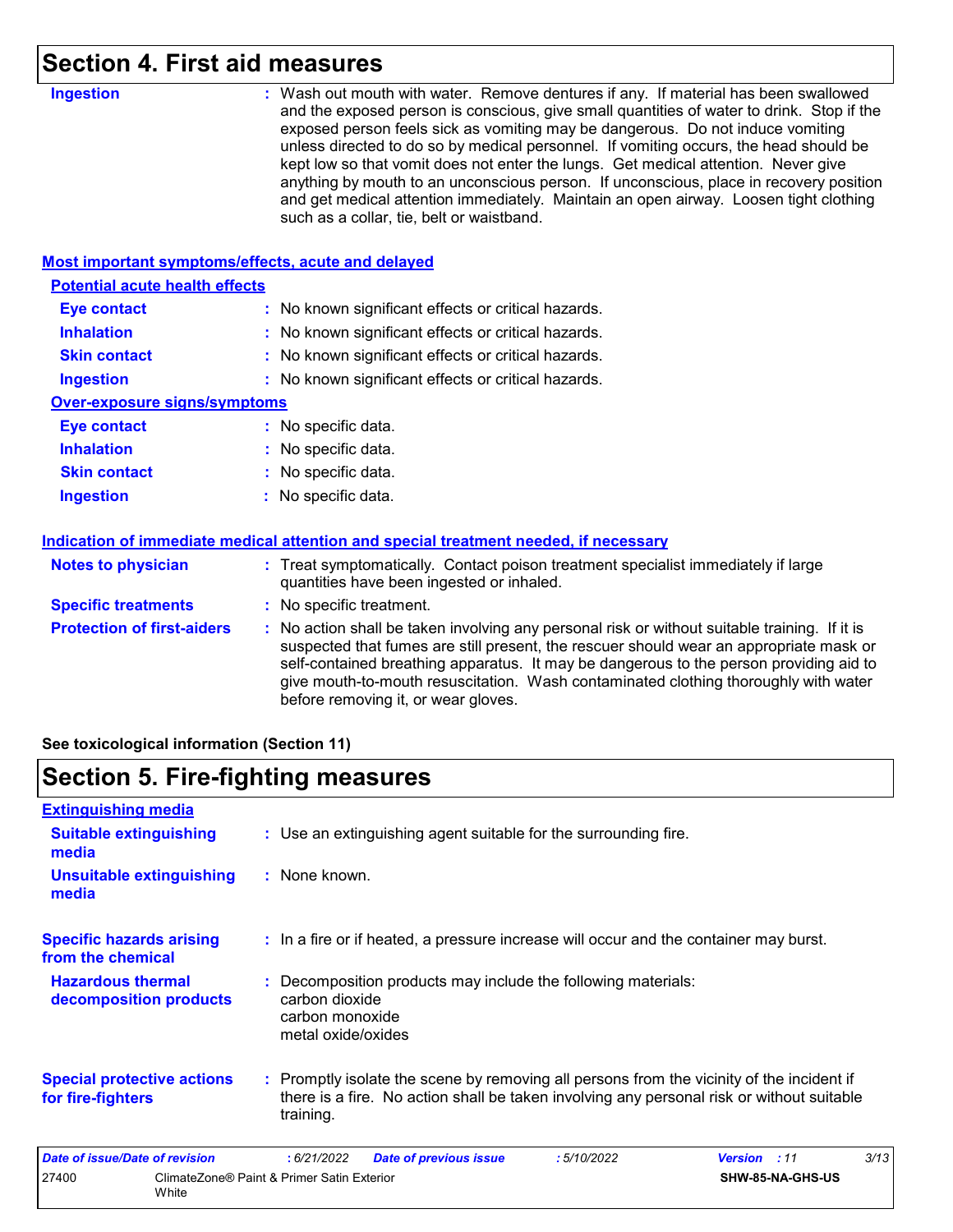## Section 4. First aid measures

**Ingestion** : Wash out mouth with water. Remove dentures if any. If material has been swallowed and the exposed person is conscious, give small quantities of water to drink. Stop if the exposed person feels sick as vomiting may be dangerous. Do not induce vomiting unless directed to do so by medical personnel. If vomiting occurs, the head should be kept low so that vomit does not enter the lungs. Get medical attention. Never give anything by mouth to an unconscious person. If unconscious, place in recovery position and get medical attention immediately. Maintain an open airway. Loosen tight clothing such as a collar, tie, belt or waistband.

### Most important symptoms/effects, acute and delayed

**Potential acute health effects**

- **Eye contact** : No known significant effects or critical hazards.
- **Inhalation** : No known significant effects or critical hazards.
- **Skin contact** : No known significant effects or critical hazards.
- **Ingestion** : No known significant effects or critical hazards.

**Over-exposure signs/symptoms**

- **Eye contact** : No specific data.
- **Inhalation** : No specific data.
- **Skin contact** : No specific data.
- **Ingestion** : No specific data.

### Indication of immediate medical attention and special treatment needed, if necessary

**Notes to physician** : Treat symptomatically. Contact poison treatment specialist immediately if large quantities have been ingested or inhaled.

**Specific treatments** : No specific treatment.

**Protection of first-aiders** : No action shall be taken involving any personal risk or without suitable training. If it is suspected that fumes are still present, the rescuer should wear an appropriate mask or self-contained breathing apparatus. It may be dangerous to the person providing aid to give mouth-to-mouth resuscitation. Wash contaminated clothing thoroughly with water before removing it, or wear gloves.

**See toxicological information (Section 11)**

## Section 5. Fire-fighting measures

### Extinguishing media

**Suitable extinguishing media** : Use an extinguishing agent suitable for the surrounding fire.

**Unsuitable extinguishing media** : None known.

**Specific hazards arising from the chemical** : In a fire or if heated, a pressure increase will occur and the container may burst.

**Hazardous thermal decomposition products** : Decomposition products may include the following materials:
carbon dioxide
carbon monoxide
metal oxide/oxides

**Special protective actions for fire-fighters** : Promptly isolate the scene by removing all persons from the vicinity of the incident if there is a fire. No action shall be taken involving any personal risk or without suitable training.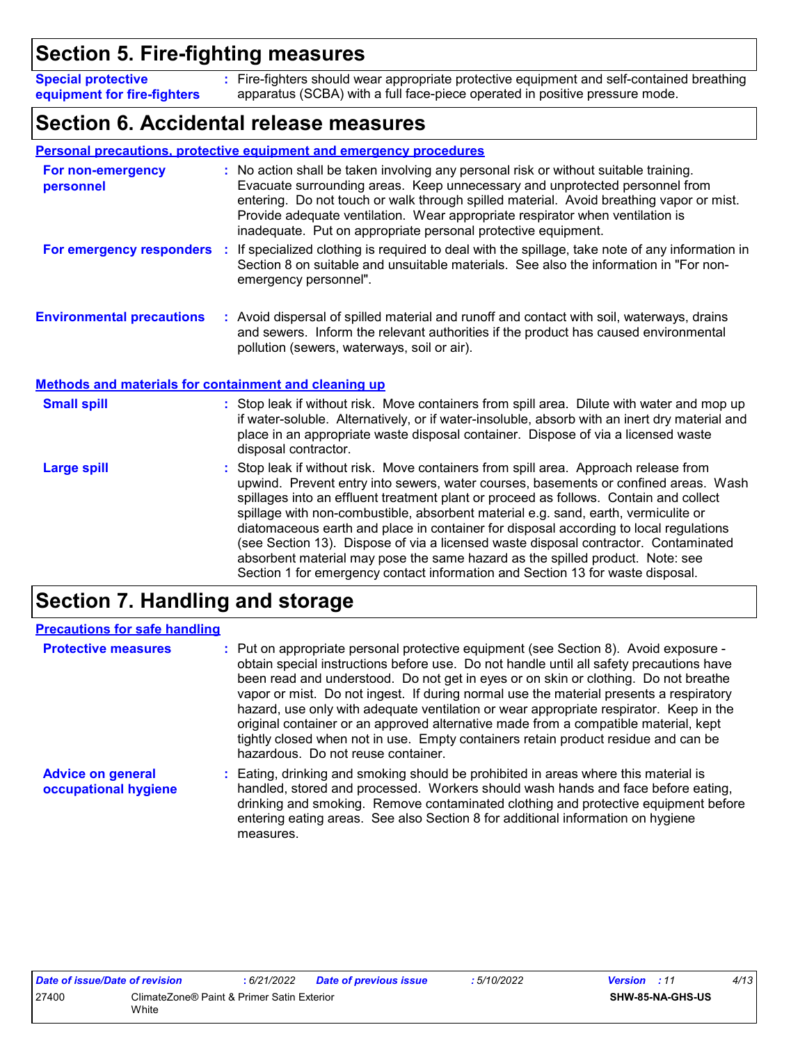## Section 5. Fire-fighting measures

**Special protective equipment for fire-fighters** : Fire-fighters should wear appropriate protective equipment and self-contained breathing apparatus (SCBA) with a full face-piece operated in positive pressure mode.

## Section 6. Accidental release measures

### Personal precautions, protective equipment and emergency procedures

**For non-emergency personnel** : No action shall be taken involving any personal risk or without suitable training. Evacuate surrounding areas. Keep unnecessary and unprotected personnel from entering. Do not touch or walk through spilled material. Avoid breathing vapor or mist. Provide adequate ventilation. Wear appropriate respirator when ventilation is inadequate. Put on appropriate personal protective equipment.

**For emergency responders** : If specialized clothing is required to deal with the spillage, take note of any information in Section 8 on suitable and unsuitable materials. See also the information in "For non-emergency personnel".

**Environmental precautions** : Avoid dispersal of spilled material and runoff and contact with soil, waterways, drains and sewers. Inform the relevant authorities if the product has caused environmental pollution (sewers, waterways, soil or air).

### Methods and materials for containment and cleaning up

**Small spill** : Stop leak if without risk. Move containers from spill area. Dilute with water and mop up if water-soluble. Alternatively, or if water-insoluble, absorb with an inert dry material and place in an appropriate waste disposal container. Dispose of via a licensed waste disposal contractor.

**Large spill** : Stop leak if without risk. Move containers from spill area. Approach release from upwind. Prevent entry into sewers, water courses, basements or confined areas. Wash spillages into an effluent treatment plant or proceed as follows. Contain and collect spillage with non-combustible, absorbent material e.g. sand, earth, vermiculite or diatomaceous earth and place in container for disposal according to local regulations (see Section 13). Dispose of via a licensed waste disposal contractor. Contaminated absorbent material may pose the same hazard as the spilled product. Note: see Section 1 for emergency contact information and Section 13 for waste disposal.

## Section 7. Handling and storage

### Precautions for safe handling

**Protective measures** : Put on appropriate personal protective equipment (see Section 8). Avoid exposure - obtain special instructions before use. Do not handle until all safety precautions have been read and understood. Do not get in eyes or on skin or clothing. Do not breathe vapor or mist. Do not ingest. If during normal use the material presents a respiratory hazard, use only with adequate ventilation or wear appropriate respirator. Keep in the original container or an approved alternative made from a compatible material, kept tightly closed when not in use. Empty containers retain product residue and can be hazardous. Do not reuse container.

**Advice on general occupational hygiene** : Eating, drinking and smoking should be prohibited in areas where this material is handled, stored and processed. Workers should wash hands and face before eating, drinking and smoking. Remove contaminated clothing and protective equipment before entering eating areas. See also Section 8 for additional information on hygiene measures.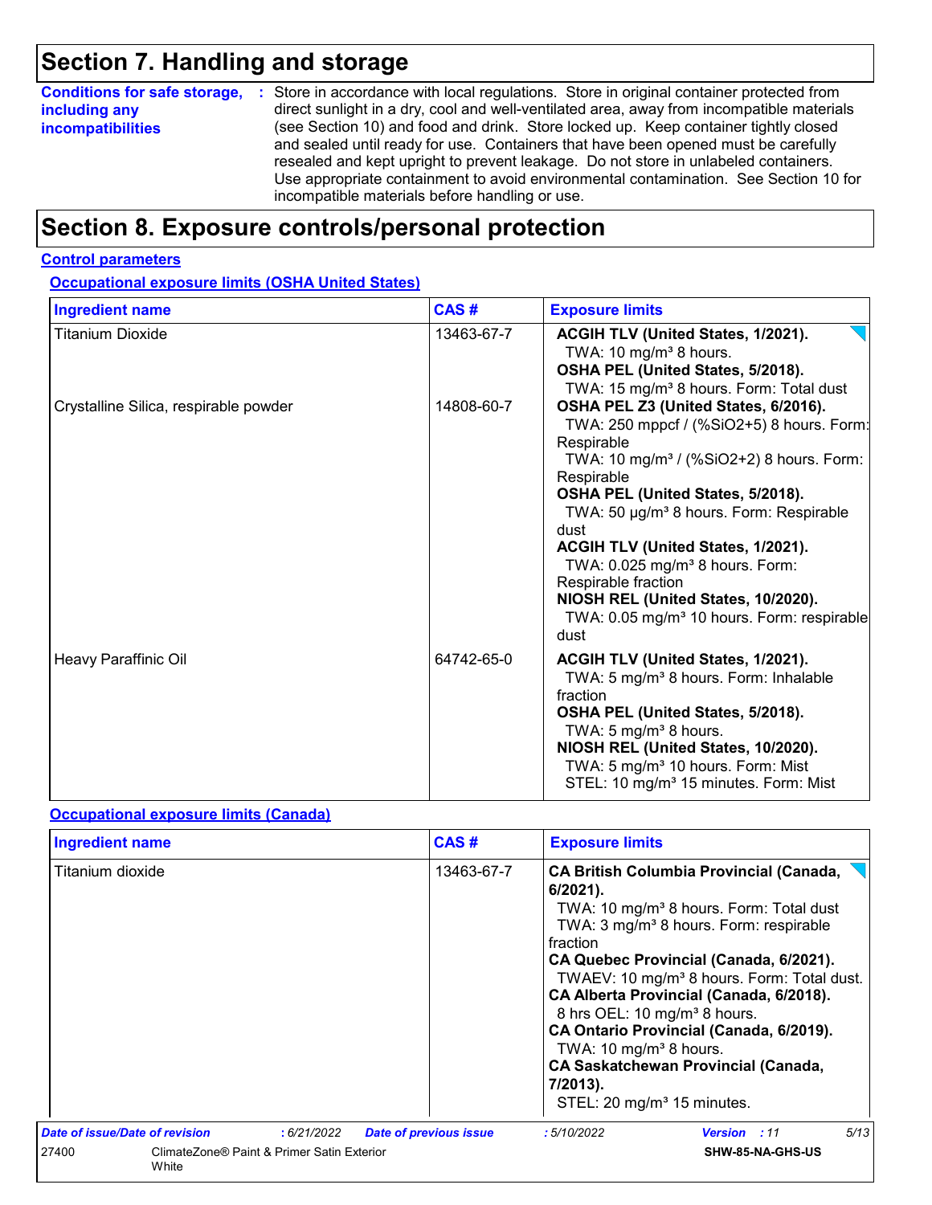# Section 7. Handling and storage

**Conditions for safe storage, including any incompatibilities** : Store in accordance with local regulations. Store in original container protected from direct sunlight in a dry, cool and well-ventilated area, away from incompatible materials (see Section 10) and food and drink. Store locked up. Keep container tightly closed and sealed until ready for use. Containers that have been opened must be carefully resealed and kept upright to prevent leakage. Do not store in unlabeled containers. Use appropriate containment to avoid environmental contamination. See Section 10 for incompatible materials before handling or use.

# Section 8. Exposure controls/personal protection

## Control parameters

### Occupational exposure limits (OSHA United States)

| Ingredient name | CAS # | Exposure limits |
|---|---|---|
| Titanium Dioxide | 13463-67-7 | **ACGIH TLV (United States, 1/2021).**<br>TWA: 10 mg/m³ 8 hours.<br>**OSHA PEL (United States, 5/2018).**<br>TWA: 15 mg/m³ 8 hours. Form: Total dust |
| Crystalline Silica, respirable powder | 14808-60-7 | **OSHA PEL Z3 (United States, 6/2016).**<br>TWA: 250 mppcf / (%SiO2+5) 8 hours. Form: Respirable<br>TWA: 10 mg/m³ / (%SiO2+2) 8 hours. Form: Respirable<br>**OSHA PEL (United States, 5/2018).**<br>TWA: 50 µg/m³ 8 hours. Form: Respirable dust<br>**ACGIH TLV (United States, 1/2021).**<br>TWA: 0.025 mg/m³ 8 hours. Form: Respirable fraction<br>**NIOSH REL (United States, 10/2020).**<br>TWA: 0.05 mg/m³ 10 hours. Form: respirable dust |
| Heavy Paraffinic Oil | 64742-65-0 | **ACGIH TLV (United States, 1/2021).**<br>TWA: 5 mg/m³ 8 hours. Form: Inhalable fraction<br>**OSHA PEL (United States, 5/2018).**<br>TWA: 5 mg/m³ 8 hours.<br>**NIOSH REL (United States, 10/2020).**<br>TWA: 5 mg/m³ 10 hours. Form: Mist<br>STEL: 10 mg/m³ 15 minutes. Form: Mist |

### Occupational exposure limits (Canada)

| Ingredient name | CAS # | Exposure limits |
|---|---|---|
| Titanium dioxide | 13463-67-7 | **CA British Columbia Provincial (Canada, 6/2021).**<br>TWA: 10 mg/m³ 8 hours. Form: Total dust<br>TWA: 3 mg/m³ 8 hours. Form: respirable fraction<br>**CA Quebec Provincial (Canada, 6/2021).**<br>TWAEV: 10 mg/m³ 8 hours. Form: Total dust.<br>**CA Alberta Provincial (Canada, 6/2018).**<br>8 hrs OEL: 10 mg/m³ 8 hours.<br>**CA Ontario Provincial (Canada, 6/2019).**<br>TWA: 10 mg/m³ 8 hours.<br>**CA Saskatchewan Provincial (Canada, 7/2013).**<br>STEL: 20 mg/m³ 15 minutes. |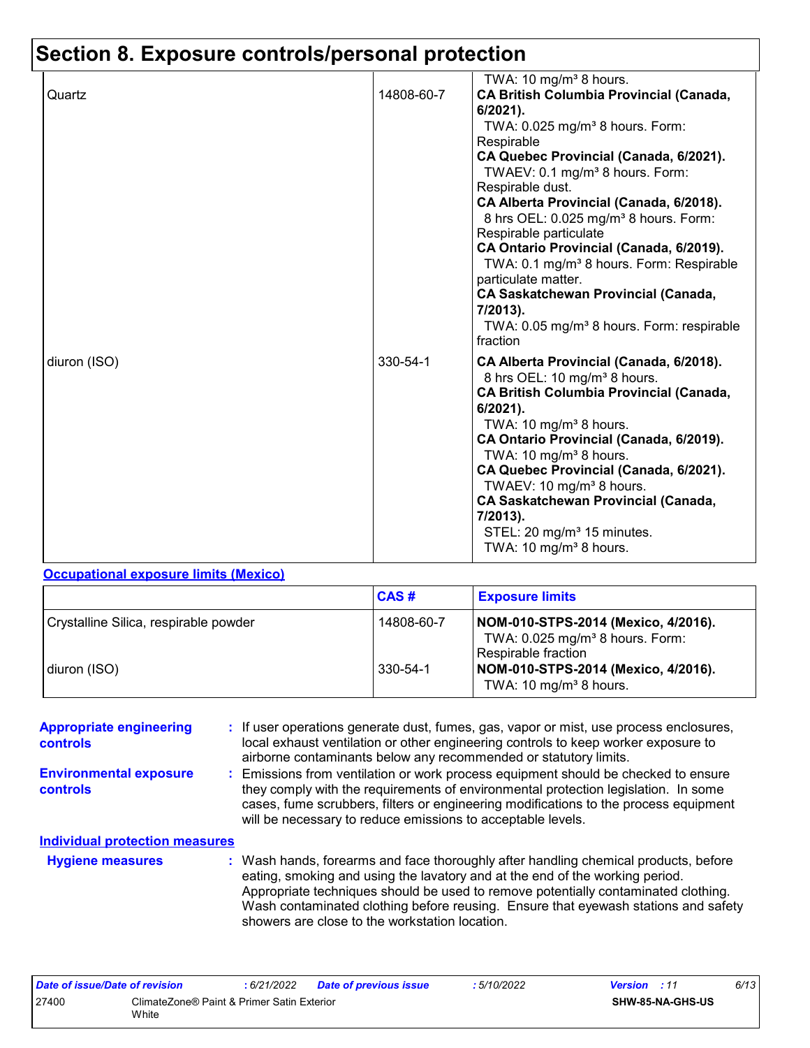## Section 8. Exposure controls/personal protection

| | | |
|---|---|---|
| | | TWA: 10 mg/m³ 8 hours. |
| Quartz | 14808-60-7 | **CA British Columbia Provincial (Canada, 6/2021).**<br>TWA: 0.025 mg/m³ 8 hours. Form: Respirable<br>**CA Quebec Provincial (Canada, 6/2021).**<br>TWAEV: 0.1 mg/m³ 8 hours. Form: Respirable dust.<br>**CA Alberta Provincial (Canada, 6/2018).**<br>8 hrs OEL: 0.025 mg/m³ 8 hours. Form: Respirable particulate<br>**CA Ontario Provincial (Canada, 6/2019).**<br>TWA: 0.1 mg/m³ 8 hours. Form: Respirable particulate matter.<br>**CA Saskatchewan Provincial (Canada, 7/2013).**<br>TWA: 0.05 mg/m³ 8 hours. Form: respirable fraction |
| diuron (ISO) | 330-54-1 | **CA Alberta Provincial (Canada, 6/2018).**<br>8 hrs OEL: 10 mg/m³ 8 hours.<br>**CA British Columbia Provincial (Canada, 6/2021).**<br>TWA: 10 mg/m³ 8 hours.<br>**CA Ontario Provincial (Canada, 6/2019).**<br>TWA: 10 mg/m³ 8 hours.<br>**CA Quebec Provincial (Canada, 6/2021).**<br>TWAEV: 10 mg/m³ 8 hours.<br>**CA Saskatchewan Provincial (Canada, 7/2013).**<br>STEL: 20 mg/m³ 15 minutes.<br>TWA: 10 mg/m³ 8 hours. |

**Occupational exposure limits (Mexico)**

| | CAS # | Exposure limits |
|---|---|---|
| Crystalline Silica, respirable powder | 14808-60-7 | **NOM-010-STPS-2014 (Mexico, 4/2016).**<br>TWA: 0.025 mg/m³ 8 hours. Form: Respirable fraction |
| diuron (ISO) | 330-54-1 | **NOM-010-STPS-2014 (Mexico, 4/2016).**<br>TWA: 10 mg/m³ 8 hours. |

**Appropriate engineering controls** : If user operations generate dust, fumes, gas, vapor or mist, use process enclosures, local exhaust ventilation or other engineering controls to keep worker exposure to airborne contaminants below any recommended or statutory limits.

**Environmental exposure controls** : Emissions from ventilation or work process equipment should be checked to ensure they comply with the requirements of environmental protection legislation. In some cases, fume scrubbers, filters or engineering modifications to the process equipment will be necessary to reduce emissions to acceptable levels.

**Individual protection measures**

**Hygiene measures** : Wash hands, forearms and face thoroughly after handling chemical products, before eating, smoking and using the lavatory and at the end of the working period. Appropriate techniques should be used to remove potentially contaminated clothing. Wash contaminated clothing before reusing. Ensure that eyewash stations and safety showers are close to the workstation location.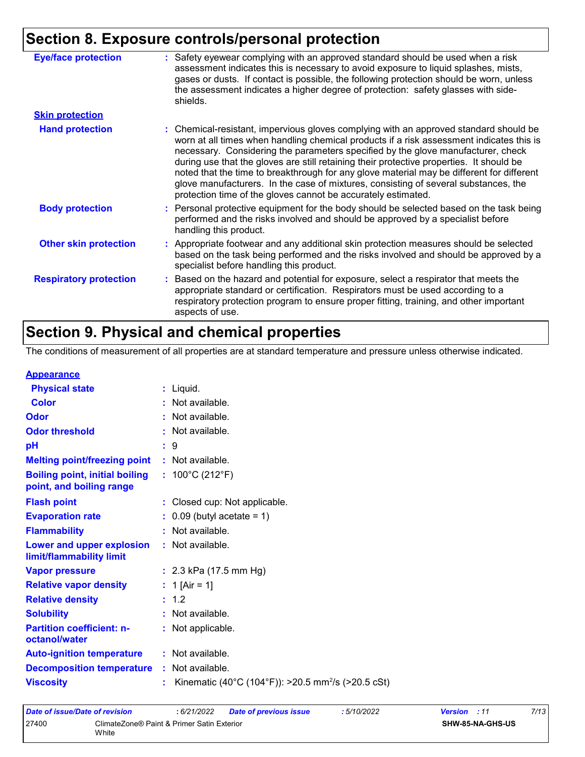## Section 8. Exposure controls/personal protection

**Eye/face protection** : Safety eyewear complying with an approved standard should be used when a risk assessment indicates this is necessary to avoid exposure to liquid splashes, mists, gases or dusts. If contact is possible, the following protection should be worn, unless the assessment indicates a higher degree of protection: safety glasses with side-shields.

**Skin protection**

**Hand protection** : Chemical-resistant, impervious gloves complying with an approved standard should be worn at all times when handling chemical products if a risk assessment indicates this is necessary. Considering the parameters specified by the glove manufacturer, check during use that the gloves are still retaining their protective properties. It should be noted that the time to breakthrough for any glove material may be different for different glove manufacturers. In the case of mixtures, consisting of several substances, the protection time of the gloves cannot be accurately estimated.

**Body protection** : Personal protective equipment for the body should be selected based on the task being performed and the risks involved and should be approved by a specialist before handling this product.

**Other skin protection** : Appropriate footwear and any additional skin protection measures should be selected based on the task being performed and the risks involved and should be approved by a specialist before handling this product.

**Respiratory protection** : Based on the hazard and potential for exposure, select a respirator that meets the appropriate standard or certification. Respirators must be used according to a respiratory protection program to ensure proper fitting, training, and other important aspects of use.

## Section 9. Physical and chemical properties

The conditions of measurement of all properties are at standard temperature and pressure unless otherwise indicated.

**Appearance**

| Property | Value |
|---|---|
| Physical state | Liquid. |
| Color | Not available. |
| Odor | Not available. |
| Odor threshold | Not available. |
| pH | 9 |
| Melting point/freezing point | Not available. |
| Boiling point, initial boiling point, and boiling range | 100°C (212°F) |
| Flash point | Closed cup: Not applicable. |
| Evaporation rate | 0.09 (butyl acetate = 1) |
| Flammability | Not available. |
| Lower and upper explosion limit/flammability limit | Not available. |
| Vapor pressure | 2.3 kPa (17.5 mm Hg) |
| Relative vapor density | 1 [Air = 1] |
| Relative density | 1.2 |
| Solubility | Not available. |
| Partition coefficient: n-octanol/water | Not applicable. |
| Auto-ignition temperature | Not available. |
| Decomposition temperature | Not available. |
| Viscosity | Kinematic (40°C (104°F)): >20.5 $mm^2/s$ (>20.5 cSt) |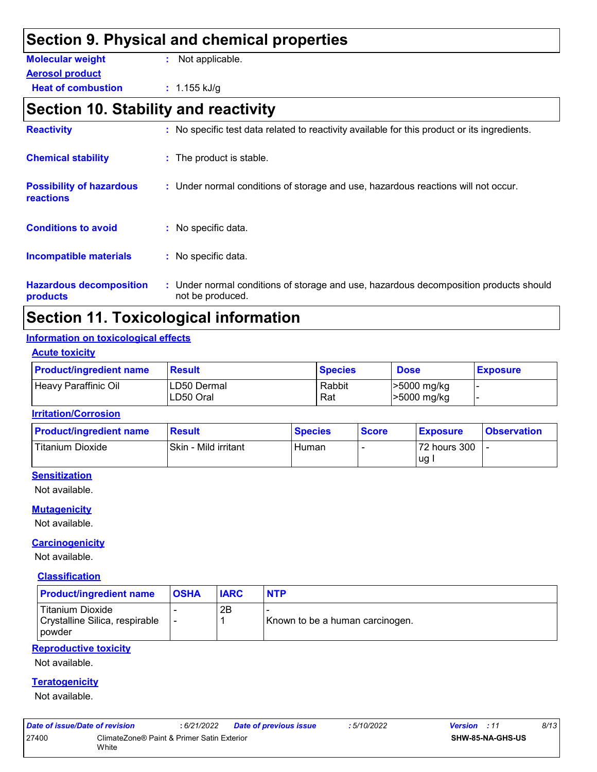## Section 9. Physical and chemical properties

**Molecular weight** : Not applicable.

**Aerosol product**

**Heat of combustion** : 1.155 kJ/g

## Section 10. Stability and reactivity

**Reactivity** : No specific test data related to reactivity available for this product or its ingredients.

**Chemical stability** : The product is stable.

**Possibility of hazardous reactions** : Under normal conditions of storage and use, hazardous reactions will not occur.

**Conditions to avoid** : No specific data.

**Incompatible materials** : No specific data.

**Hazardous decomposition products** : Under normal conditions of storage and use, hazardous decomposition products should not be produced.

## Section 11. Toxicological information

### Information on toxicological effects

#### Acute toxicity

| Product/ingredient name | Result | Species | Dose | Exposure |
|---|---|---|---|---|
| Heavy Paraffinic Oil | LD50 Dermal<br>LD50 Oral | Rabbit<br>Rat | >5000 mg/kg<br>>5000 mg/kg | -<br>- |

#### Irritation/Corrosion

| Product/ingredient name | Result | Species | Score | Exposure | Observation |
|---|---|---|---|---|---|
| Titanium Dioxide | Skin - Mild irritant | Human | - | 72 hours 300 ug I | - |

#### Sensitization

Not available.

#### Mutagenicity

Not available.

#### Carcinogenicity

Not available.

#### Classification

| Product/ingredient name | OSHA | IARC | NTP |
|---|---|---|---|
| Titanium Dioxide | - | 2B | - |
| Crystalline Silica, respirable powder | - | 1 | Known to be a human carcinogen. |

#### Reproductive toxicity

Not available.

#### Teratogenicity

Not available.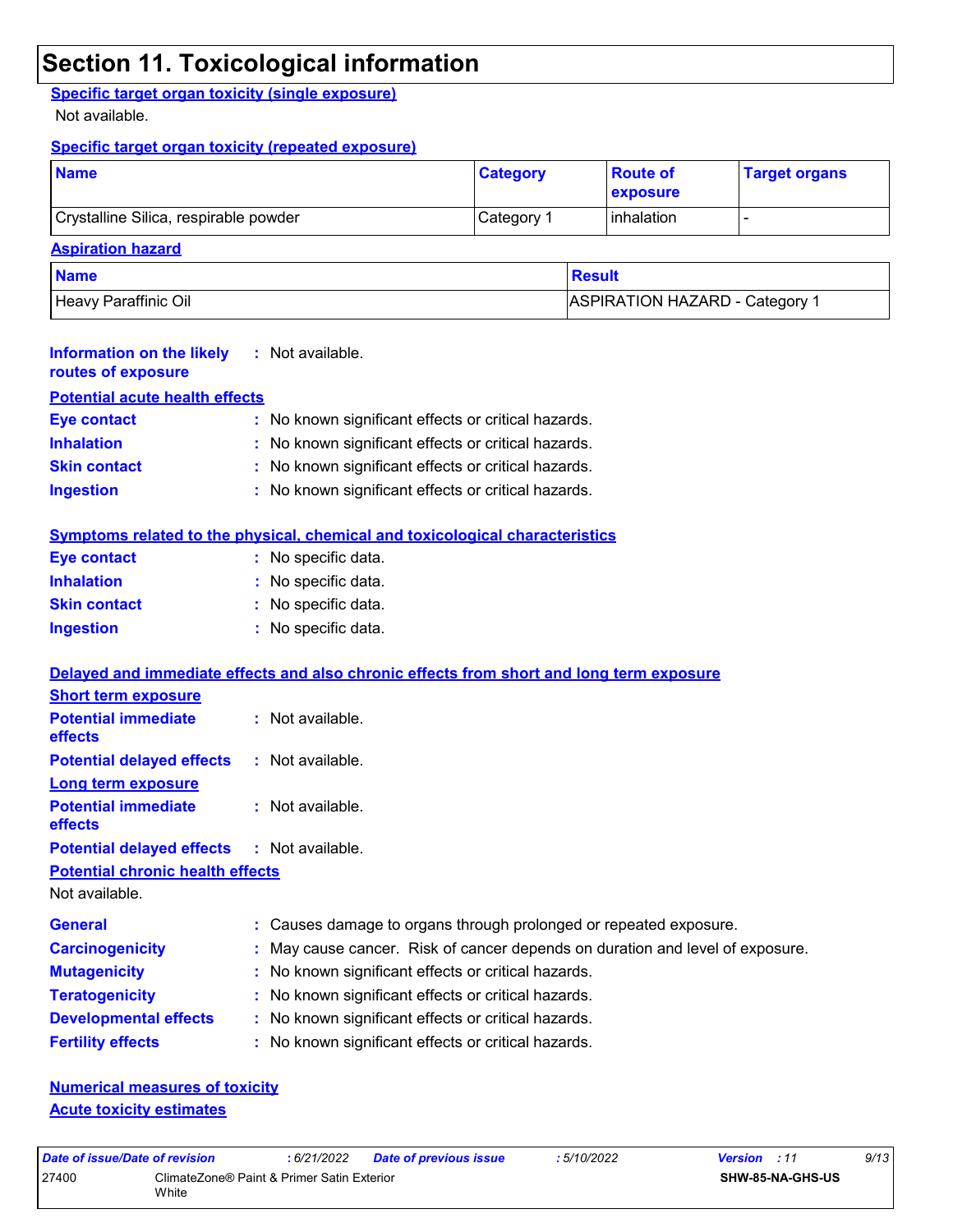# Section 11. Toxicological information

**Specific target organ toxicity (single exposure)**

Not available.

**Specific target organ toxicity (repeated exposure)**

| Name | Category | Route of exposure | Target organs |
|---|---|---|---|
| Crystalline Silica, respirable powder | Category 1 | inhalation | - |

**Aspiration hazard**

| Name | Result |
|---|---|
| Heavy Paraffinic Oil | ASPIRATION HAZARD - Category 1 |

**Information on the likely routes of exposure** : Not available.

**Potential acute health effects**

**Eye contact** : No known significant effects or critical hazards.
**Inhalation** : No known significant effects or critical hazards.
**Skin contact** : No known significant effects or critical hazards.
**Ingestion** : No known significant effects or critical hazards.

**Symptoms related to the physical, chemical and toxicological characteristics**

**Eye contact** : No specific data.
**Inhalation** : No specific data.
**Skin contact** : No specific data.
**Ingestion** : No specific data.

**Delayed and immediate effects and also chronic effects from short and long term exposure**

**Short term exposure**

**Potential immediate effects** : Not available.
**Potential delayed effects** : Not available.

**Long term exposure**

**Potential immediate effects** : Not available.
**Potential delayed effects** : Not available.

**Potential chronic health effects**

Not available.

**General** : Causes damage to organs through prolonged or repeated exposure.
**Carcinogenicity** : May cause cancer. Risk of cancer depends on duration and level of exposure.
**Mutagenicity** : No known significant effects or critical hazards.
**Teratogenicity** : No known significant effects or critical hazards.
**Developmental effects** : No known significant effects or critical hazards.
**Fertility effects** : No known significant effects or critical hazards.

**Numerical measures of toxicity**

**Acute toxicity estimates**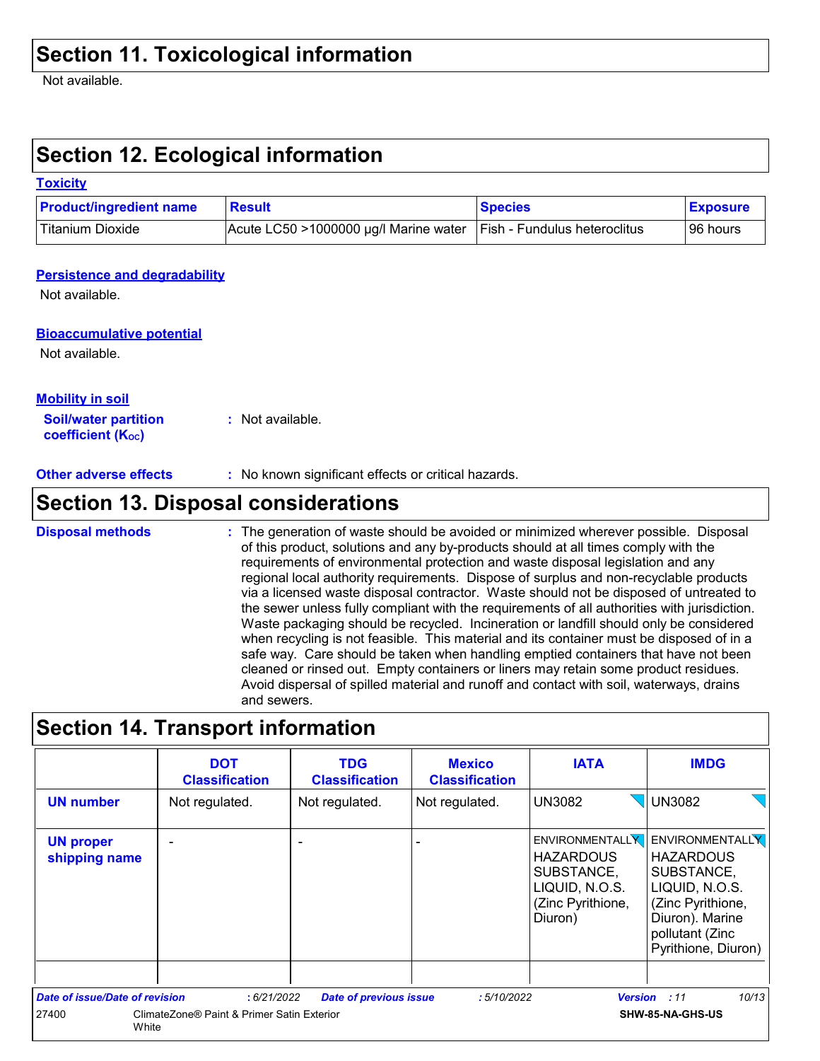## Section 11. Toxicological information

Not available.

## Section 12. Ecological information

### Toxicity

| Product/ingredient name | Result | Species | Exposure |
|---|---|---|---|
| Titanium Dioxide | Acute LC50 >1000000 µg/l Marine water | Fish - Fundulus heteroclitus | 96 hours |

### Persistence and degradability

Not available.

### Bioaccumulative potential

Not available.

### Mobility in soil

**Soil/water partition coefficient ($K_{OC}$)** : Not available.

**Other adverse effects** : No known significant effects or critical hazards.

## Section 13. Disposal considerations

**Disposal methods** : The generation of waste should be avoided or minimized wherever possible. Disposal of this product, solutions and any by-products should at all times comply with the requirements of environmental protection and waste disposal legislation and any regional local authority requirements. Dispose of surplus and non-recyclable products via a licensed waste disposal contractor. Waste should not be disposed of untreated to the sewer unless fully compliant with the requirements of all authorities with jurisdiction. Waste packaging should be recycled. Incineration or landfill should only be considered when recycling is not feasible. This material and its container must be disposed of in a safe way. Care should be taken when handling emptied containers that have not been cleaned or rinsed out. Empty containers or liners may retain some product residues. Avoid dispersal of spilled material and runoff and contact with soil, waterways, drains and sewers.

## Section 14. Transport information

| | DOT Classification | TDG Classification | Mexico Classification | IATA | IMDG |
|---|---|---|---|---|---|
| **UN number** | Not regulated. | Not regulated. | Not regulated. | UN3082 | UN3082 |
| **UN proper shipping name** | - | - | - | ENVIRONMENTALLY HAZARDOUS SUBSTANCE, LIQUID, N.O.S. (Zinc Pyrithione, Diuron) | ENVIRONMENTALLY HAZARDOUS SUBSTANCE, LIQUID, N.O.S. (Zinc Pyrithione, Diuron). Marine pollutant (Zinc Pyrithione, Diuron) |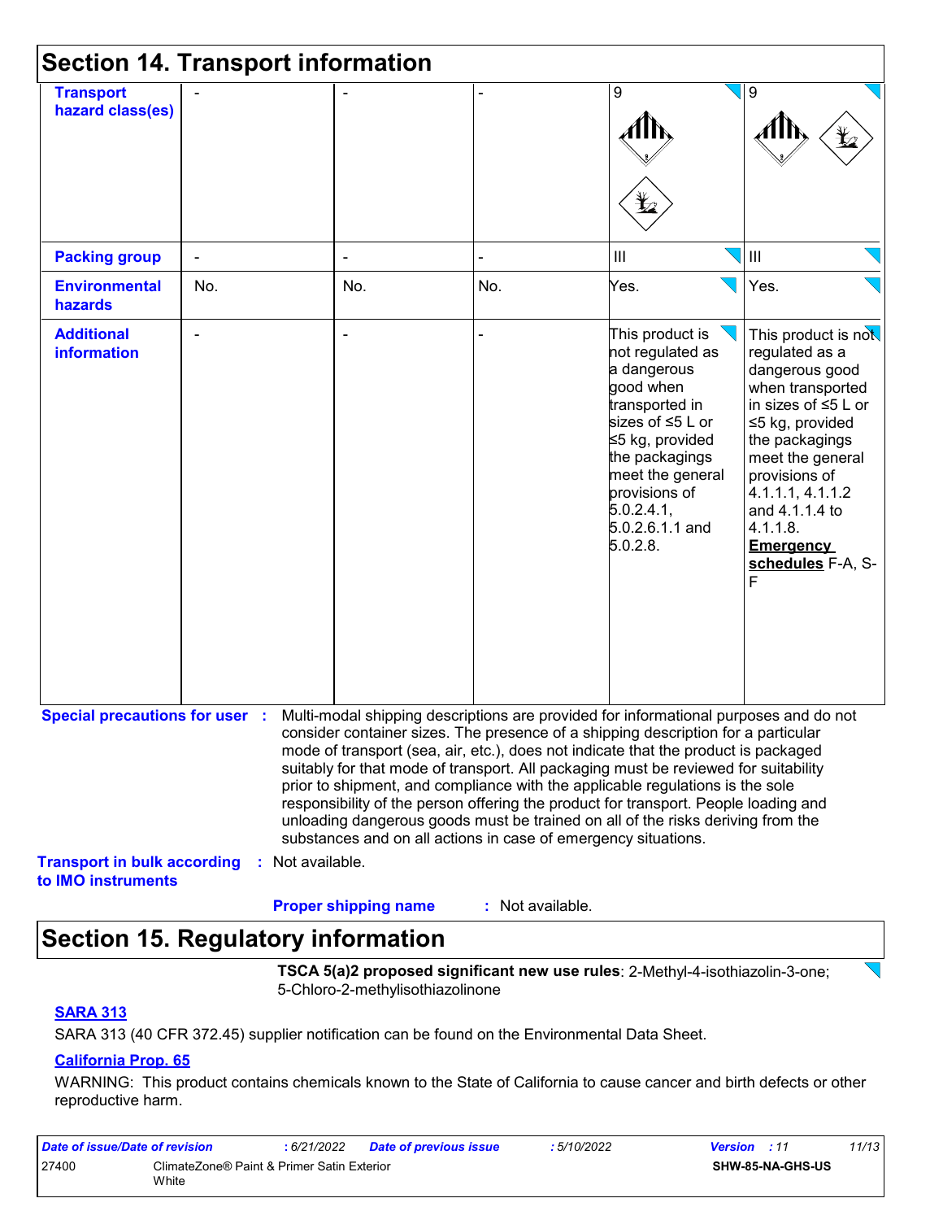## Section 14. Transport information

| Transport hazard class(es) | - | - | - | 9 | 9 |
|---|---|---|---|---|---|
| **Packing group** | - | - | - | III | III |
| **Environmental hazards** | No. | No. | No. | Yes. | Yes. |
| **Additional information** | - | - | - | This product is not regulated as a dangerous good when transported in sizes of ≤5 L or ≤5 kg, provided the packagings meet the general provisions of 5.0.2.4.1, 5.0.2.6.1.1 and 5.0.2.8. | This product is not regulated as a dangerous good when transported in sizes of ≤5 L or ≤5 kg, provided the packagings meet the general provisions of 4.1.1.1, 4.1.1.2 and 4.1.1.4 to 4.1.1.8. **Emergency schedules** F-A, S-F |

**Special precautions for user** : Multi-modal shipping descriptions are provided for informational purposes and do not consider container sizes. The presence of a shipping description for a particular mode of transport (sea, air, etc.), does not indicate that the product is packaged suitably for that mode of transport. All packaging must be reviewed for suitability prior to shipment, and compliance with the applicable regulations is the sole responsibility of the person offering the product for transport. People loading and unloading dangerous goods must be trained on all of the risks deriving from the substances and on all actions in case of emergency situations.

**Transport in bulk according to IMO instruments** : Not available.

**Proper shipping name** : Not available.

## Section 15. Regulatory information

**TSCA 5(a)2 proposed significant new use rules**: 2-Methyl-4-isothiazolin-3-one; 5-Chloro-2-methylisothiazolinone

**SARA 313**

SARA 313 (40 CFR 372.45) supplier notification can be found on the Environmental Data Sheet.

**California Prop. 65**

WARNING: This product contains chemicals known to the State of California to cause cancer and birth defects or other reproductive harm.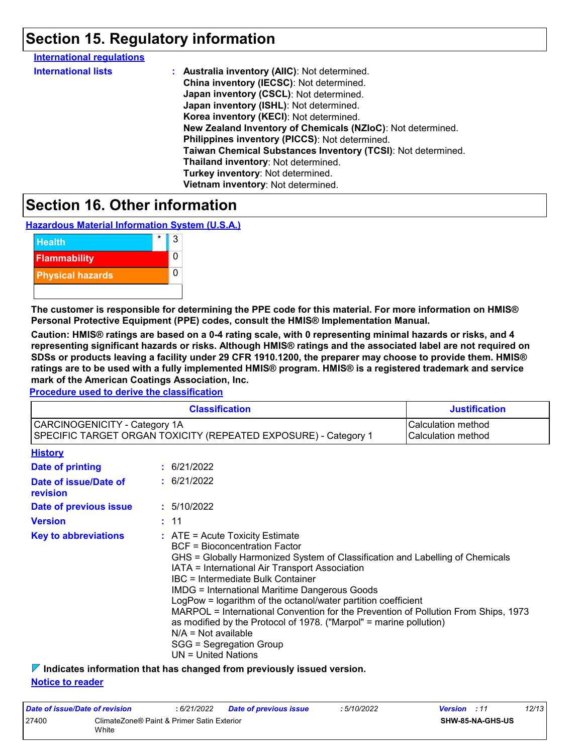# Section 15. Regulatory information

**International regulations**

**International lists** : **Australia inventory (AIIC)**: Not determined.
**China inventory (IECSC)**: Not determined.
**Japan inventory (CSCL)**: Not determined.
**Japan inventory (ISHL)**: Not determined.
**Korea inventory (KECI)**: Not determined.
**New Zealand Inventory of Chemicals (NZIoC)**: Not determined.
**Philippines inventory (PICCS)**: Not determined.
**Taiwan Chemical Substances Inventory (TCSI)**: Not determined.
**Thailand inventory**: Not determined.
**Turkey inventory**: Not determined.
**Vietnam inventory**: Not determined.

# Section 16. Other information

**Hazardous Material Information System (U.S.A.)**

| | | |
|---|---|---|
| Health | * | 3 |
| Flammability | | 0 |
| Physical hazards | | 0 |
| | | |

**The customer is responsible for determining the PPE code for this material. For more information on HMIS® Personal Protective Equipment (PPE) codes, consult the HMIS® Implementation Manual.**

**Caution: HMIS® ratings are based on a 0-4 rating scale, with 0 representing minimal hazards or risks, and 4 representing significant hazards or risks. Although HMIS® ratings and the associated label are not required on SDSs or products leaving a facility under 29 CFR 1910.1200, the preparer may choose to provide them. HMIS® ratings are to be used with a fully implemented HMIS® program. HMIS® is a registered trademark and service mark of the American Coatings Association, Inc.**

**Procedure used to derive the classification**

| Classification | Justification |
|---|---|
| CARCINOGENICITY - Category 1A | Calculation method |
| SPECIFIC TARGET ORGAN TOXICITY (REPEATED EXPOSURE) - Category 1 | Calculation method |

**History**

**Date of printing** : 6/21/2022

**Date of issue/Date of revision** : 6/21/2022

**Date of previous issue** : 5/10/2022

**Version** : 11

**Key to abbreviations** : ATE = Acute Toxicity Estimate
BCF = Bioconcentration Factor
GHS = Globally Harmonized System of Classification and Labelling of Chemicals
IATA = International Air Transport Association
IBC = Intermediate Bulk Container
IMDG = International Maritime Dangerous Goods
LogPow = logarithm of the octanol/water partition coefficient
MARPOL = International Convention for the Prevention of Pollution From Ships, 1973 as modified by the Protocol of 1978. ("Marpol" = marine pollution)
N/A = Not available
SGG = Segregation Group
UN = United Nations

**Indicates information that has changed from previously issued version.**

**Notice to reader**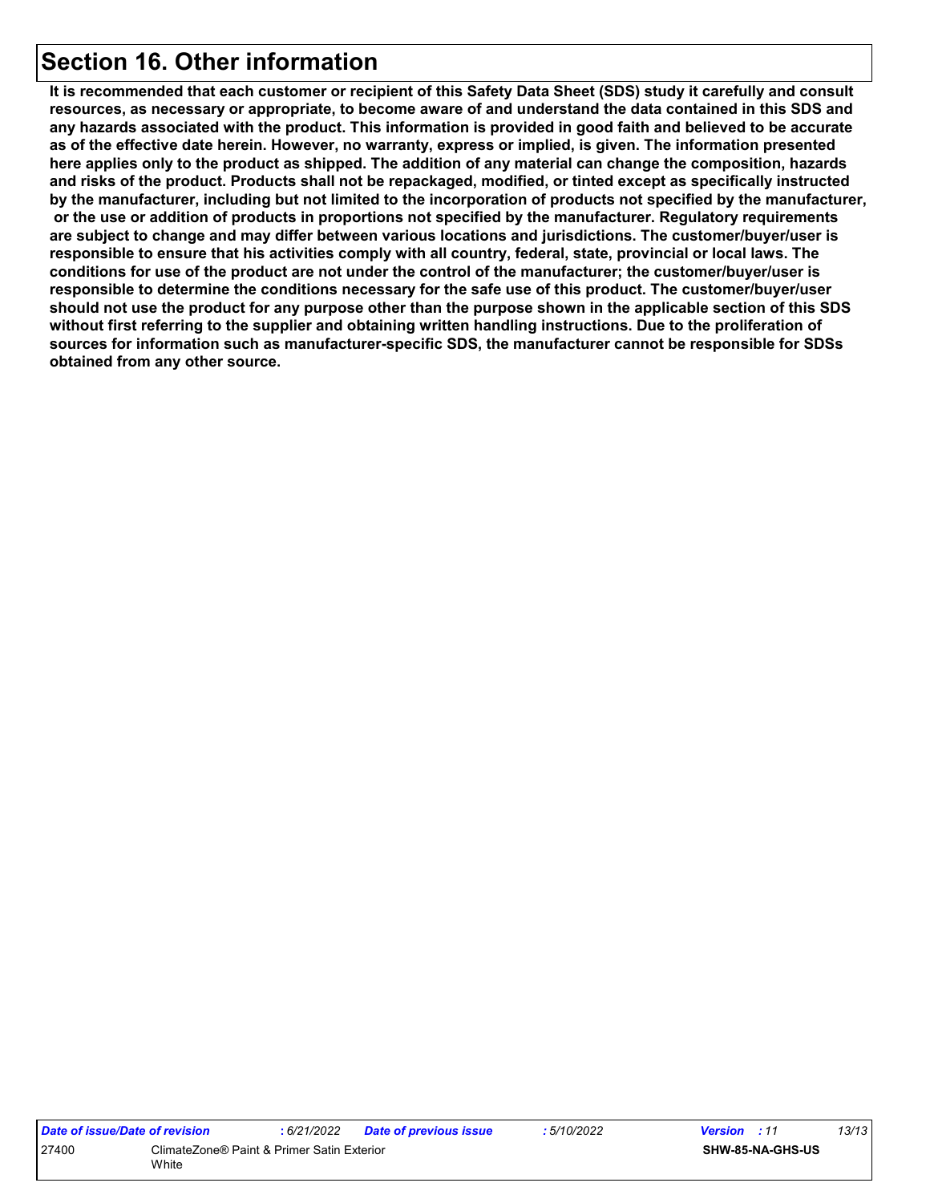## Section 16. Other information

**It is recommended that each customer or recipient of this Safety Data Sheet (SDS) study it carefully and consult resources, as necessary or appropriate, to become aware of and understand the data contained in this SDS and any hazards associated with the product. This information is provided in good faith and believed to be accurate as of the effective date herein. However, no warranty, express or implied, is given. The information presented here applies only to the product as shipped. The addition of any material can change the composition, hazards and risks of the product. Products shall not be repackaged, modified, or tinted except as specifically instructed by the manufacturer, including but not limited to the incorporation of products not specified by the manufacturer, or the use or addition of products in proportions not specified by the manufacturer. Regulatory requirements are subject to change and may differ between various locations and jurisdictions. The customer/buyer/user is responsible to ensure that his activities comply with all country, federal, state, provincial or local laws. The conditions for use of the product are not under the control of the manufacturer; the customer/buyer/user is responsible to determine the conditions necessary for the safe use of this product. The customer/buyer/user should not use the product for any purpose other than the purpose shown in the applicable section of this SDS without first referring to the supplier and obtaining written handling instructions. Due to the proliferation of sources for information such as manufacturer-specific SDS, the manufacturer cannot be responsible for SDSs obtained from any other source.**